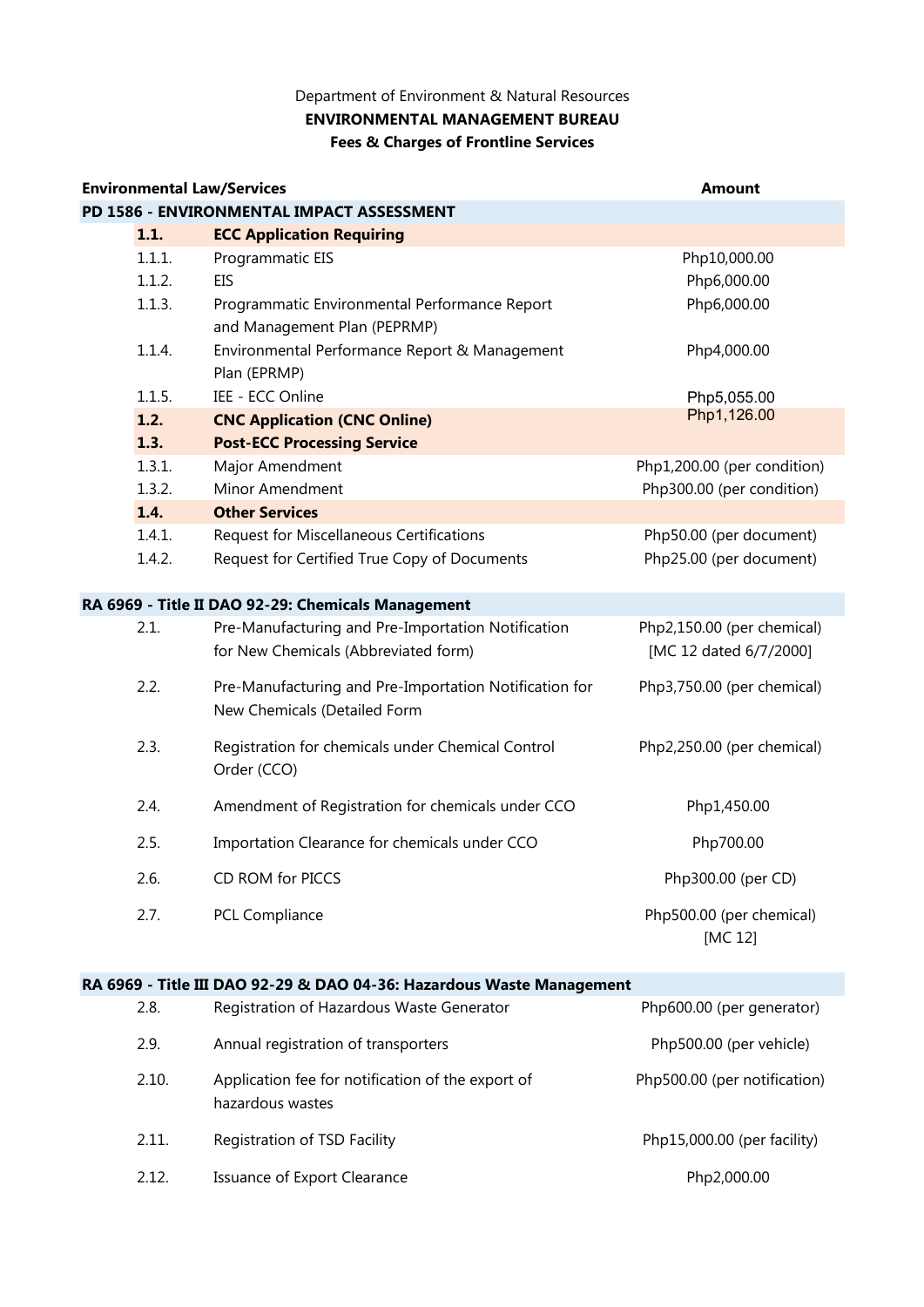Department of Environment & Natural Resources

**ENVIRONMENTAL MANAGEMENT BUREAU**

**Fees & Charges of Frontline Services**

| Environmental Law/Services | | Amount |
|---|---|---|
| **PD 1586 - ENVIRONMENTAL IMPACT ASSESSMENT** | | |
| **1.1.** | **ECC Application Requiring** | |
| 1.1.1. | Programmatic EIS | Php10,000.00 |
| 1.1.2. | EIS | Php6,000.00 |
| 1.1.3. | Programmatic Environmental Performance Report and Management Plan (PEPRMP) | Php6,000.00 |
| 1.1.4. | Environmental Performance Report & Management Plan (EPRMP) | Php4,000.00 |
| 1.1.5. | IEE - ECC Online | Php5,055.00 |
| **1.2.** | **CNC Application (CNC Online)** | Php1,126.00 |
| **1.3.** | **Post-ECC Processing Service** | |
| 1.3.1. | Major Amendment | Php1,200.00 (per condition) |
| 1.3.2. | Minor Amendment | Php300.00 (per condition) |
| **1.4.** | **Other Services** | |
| 1.4.1. | Request for Miscellaneous Certifications | Php50.00 (per document) |
| 1.4.2. | Request for Certified True Copy of Documents | Php25.00 (per document) |
| **RA 6969 - Title II DAO 92-29: Chemicals Management** | | |
| 2.1. | Pre-Manufacturing and Pre-Importation Notification for New Chemicals (Abbreviated form) | Php2,150.00 (per chemical) [MC 12 dated 6/7/2000] |
| 2.2. | Pre-Manufacturing and Pre-Importation Notification for New Chemicals (Detailed Form | Php3,750.00 (per chemical) |
| 2.3. | Registration for chemicals under Chemical Control Order (CCO) | Php2,250.00 (per chemical) |
| 2.4. | Amendment of Registration for chemicals under CCO | Php1,450.00 |
| 2.5. | Importation Clearance for chemicals under CCO | Php700.00 |
| 2.6. | CD ROM for PICCS | Php300.00 (per CD) |
| 2.7. | PCL Compliance | Php500.00 (per chemical) [MC 12] |
| **RA 6969 - Title III DAO 92-29 & DAO 04-36: Hazardous Waste Management** | | |
| 2.8. | Registration of Hazardous Waste Generator | Php600.00 (per generator) |
| 2.9. | Annual registration of transporters | Php500.00 (per vehicle) |
| 2.10. | Application fee for notification of the export of hazardous wastes | Php500.00 (per notification) |
| 2.11. | Registration of TSD Facility | Php15,000.00 (per facility) |
| 2.12. | Issuance of Export Clearance | Php2,000.00 |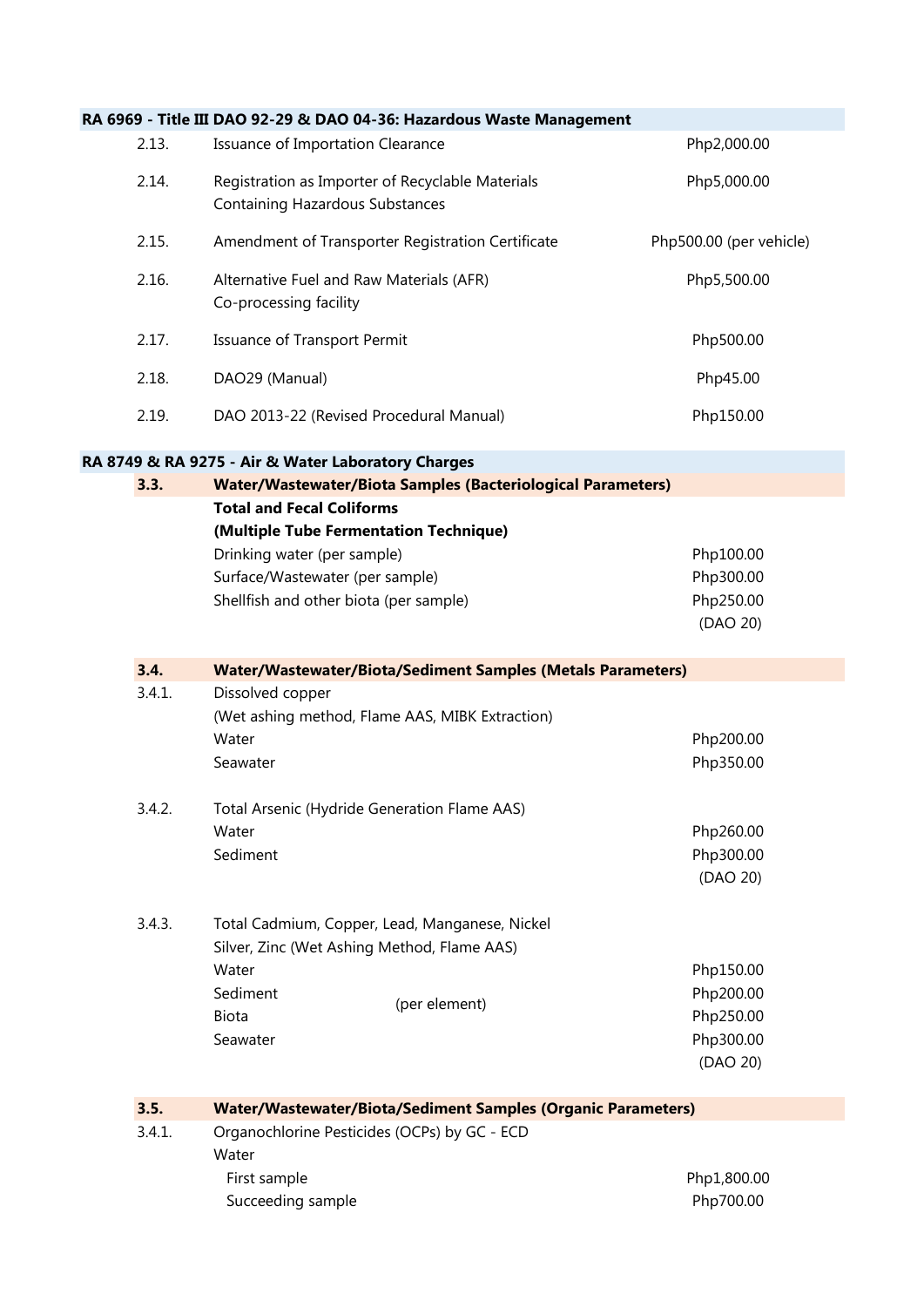| **RA 6969 - Title III DAO 92-29 & DAO 04-36: Hazardous Waste Management** | | |
|---|---|---|
| 2.13. | Issuance of Importation Clearance | Php2,000.00 |
| 2.14. | Registration as Importer of Recyclable Materials Containing Hazardous Substances | Php5,000.00 |
| 2.15. | Amendment of Transporter Registration Certificate | Php500.00 (per vehicle) |
| 2.16. | Alternative Fuel and Raw Materials (AFR) Co-processing facility | Php5,500.00 |
| 2.17. | Issuance of Transport Permit | Php500.00 |
| 2.18. | DAO29 (Manual) | Php45.00 |
| 2.19. | DAO 2013-22 (Revised Procedural Manual) | Php150.00 |

| **RA 8749 & RA 9275 - Air & Water Laboratory Charges** | | |
|---|---|---|
| **3.3.** | **Water/Wastewater/Biota Samples (Bacteriological Parameters)** | |
| | **Total and Fecal Coliforms (Multiple Tube Fermentation Technique)** | |
| | Drinking water (per sample) | Php100.00 |
| | Surface/Wastewater (per sample) | Php300.00 |
| | Shellfish and other biota (per sample) | Php250.00 |
| | | (DAO 20) |
| **3.4.** | **Water/Wastewater/Biota/Sediment Samples (Metals Parameters)** | |
| 3.4.1. | Dissolved copper (Wet ashing method, Flame AAS, MIBK Extraction) | |
| | Water | Php200.00 |
| | Seawater | Php350.00 |
| 3.4.2. | Total Arsenic (Hydride Generation Flame AAS) | |
| | Water | Php260.00 |
| | Sediment | Php300.00 |
| | | (DAO 20) |
| 3.4.3. | Total Cadmium, Copper, Lead, Manganese, Nickel Silver, Zinc (Wet Ashing Method, Flame AAS) | |
| | Water (per element) | Php150.00 |
| | Sediment (per element) | Php200.00 |
| | Biota (per element) | Php250.00 |
| | Seawater (per element) | Php300.00 |
| | | (DAO 20) |
| **3.5.** | **Water/Wastewater/Biota/Sediment Samples (Organic Parameters)** | |
| 3.4.1. | Organochlorine Pesticides (OCPs) by GC - ECD | |
| | Water | |
| | First sample | Php1,800.00 |
| | Succeeding sample | Php700.00 |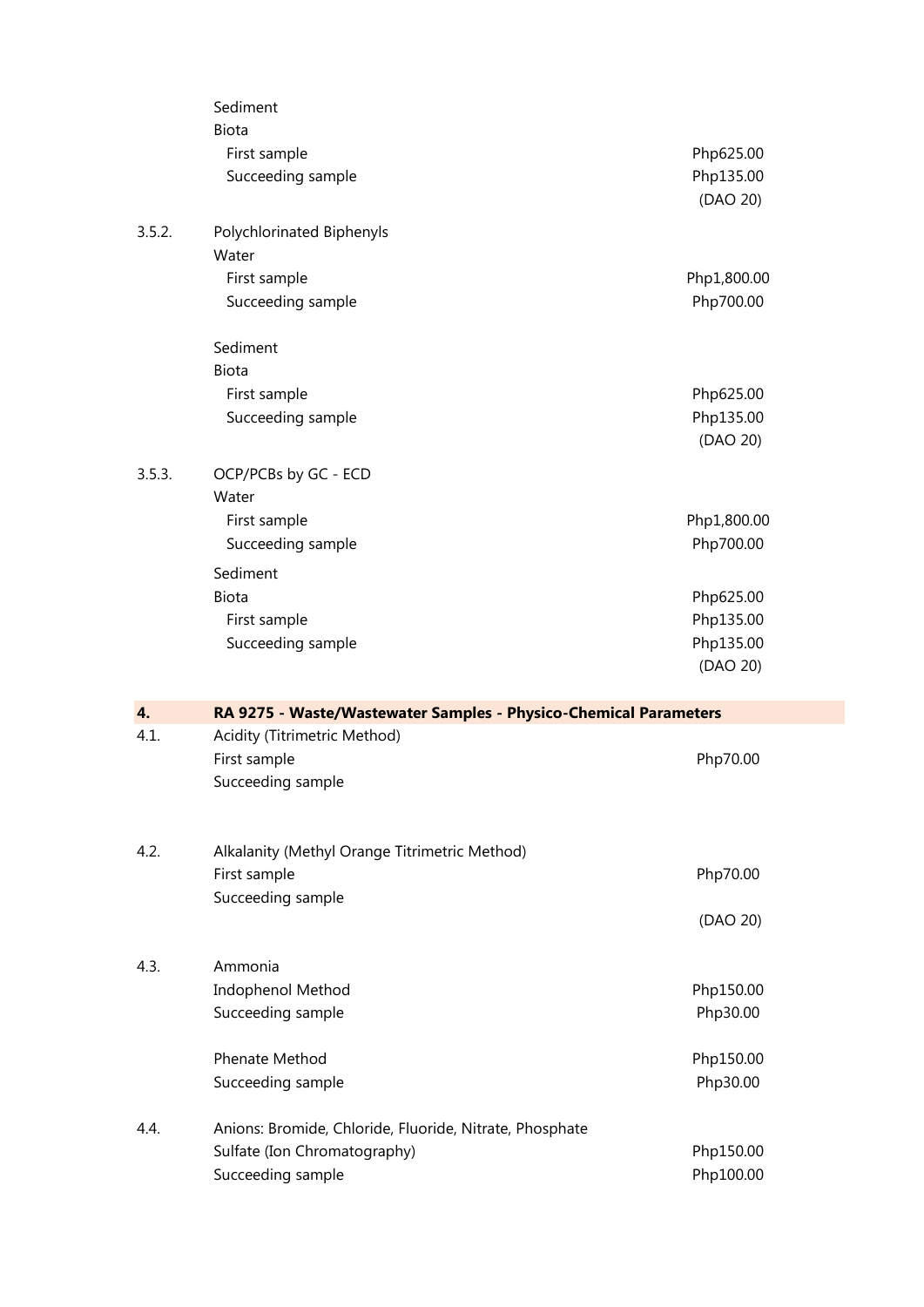| | | |
|---|---|---|
| | Sediment | |
| | Biota | |
| | First sample | Php625.00 |
| | Succeeding sample | Php135.00 |
| | | (DAO 20) |
| 3.5.2. | Polychlorinated Biphenyls | |
| | Water | |
| | First sample | Php1,800.00 |
| | Succeeding sample | Php700.00 |
| | Sediment | |
| | Biota | |
| | First sample | Php625.00 |
| | Succeeding sample | Php135.00 |
| | | (DAO 20) |
| 3.5.3. | OCP/PCBs by GC - ECD | |
| | Water | |
| | First sample | Php1,800.00 |
| | Succeeding sample | Php700.00 |
| | Sediment | |
| | Biota | Php625.00 |
| | First sample | Php135.00 |
| | Succeeding sample | Php135.00 |
| | | (DAO 20) |

| | | |
|---|---|---|
| **4.** | **RA 9275 - Waste/Wastewater Samples - Physico-Chemical Parameters** | |
| 4.1. | Acidity (Titrimetric Method) | |
| | First sample | Php70.00 |
| | Succeeding sample | |
| 4.2. | Alkalanity (Methyl Orange Titrimetric Method) | |
| | First sample | Php70.00 |
| | Succeeding sample | |
| | | (DAO 20) |
| 4.3. | Ammonia | |
| | Indophenol Method | Php150.00 |
| | Succeeding sample | Php30.00 |
| | Phenate Method | Php150.00 |
| | Succeeding sample | Php30.00 |
| 4.4. | Anions: Bromide, Chloride, Fluoride, Nitrate, Phosphate | |
| | Sulfate (Ion Chromatography) | Php150.00 |
| | Succeeding sample | Php100.00 |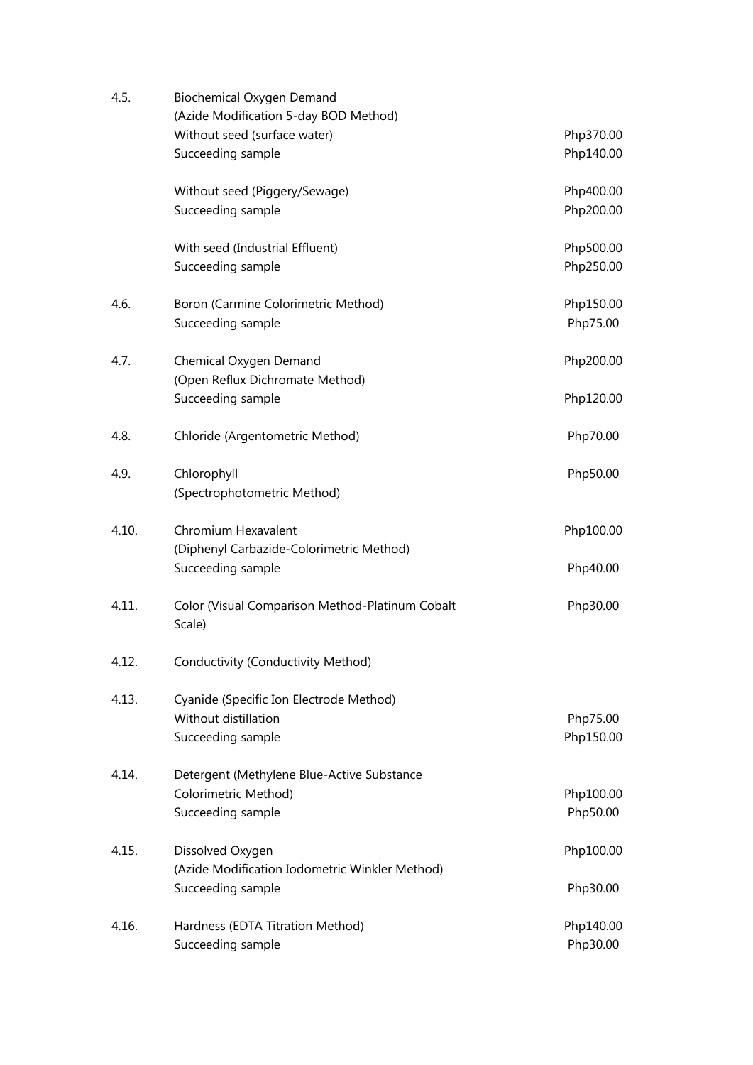| | | |
|---|---|---|
| 4.5. | Biochemical Oxygen Demand<br>(Azide Modification 5-day BOD Method) | |
| | Without seed (surface water) | Php370.00 |
| | Succeeding sample | Php140.00 |
| | Without seed (Piggery/Sewage) | Php400.00 |
| | Succeeding sample | Php200.00 |
| | With seed (Industrial Effluent) | Php500.00 |
| | Succeeding sample | Php250.00 |
| 4.6. | Boron (Carmine Colorimetric Method) | Php150.00 |
| | Succeeding sample | Php75.00 |
| 4.7. | Chemical Oxygen Demand<br>(Open Reflux Dichromate Method) | Php200.00 |
| | Succeeding sample | Php120.00 |
| 4.8. | Chloride (Argentometric Method) | Php70.00 |
| 4.9. | Chlorophyll<br>(Spectrophotometric Method) | Php50.00 |
| 4.10. | Chromium Hexavalent<br>(Diphenyl Carbazide-Colorimetric Method) | Php100.00 |
| | Succeeding sample | Php40.00 |
| 4.11. | Color (Visual Comparison Method-Platinum Cobalt Scale) | Php30.00 |
| 4.12. | Conductivity (Conductivity Method) | |
| 4.13. | Cyanide (Specific Ion Electrode Method) | |
| | Without distillation | Php75.00 |
| | Succeeding sample | Php150.00 |
| 4.14. | Detergent (Methylene Blue-Active Substance Colorimetric Method) | Php100.00 |
| | Succeeding sample | Php50.00 |
| 4.15. | Dissolved Oxygen<br>(Azide Modification Iodometric Winkler Method) | Php100.00 |
| | Succeeding sample | Php30.00 |
| 4.16. | Hardness (EDTA Titration Method) | Php140.00 |
| | Succeeding sample | Php30.00 |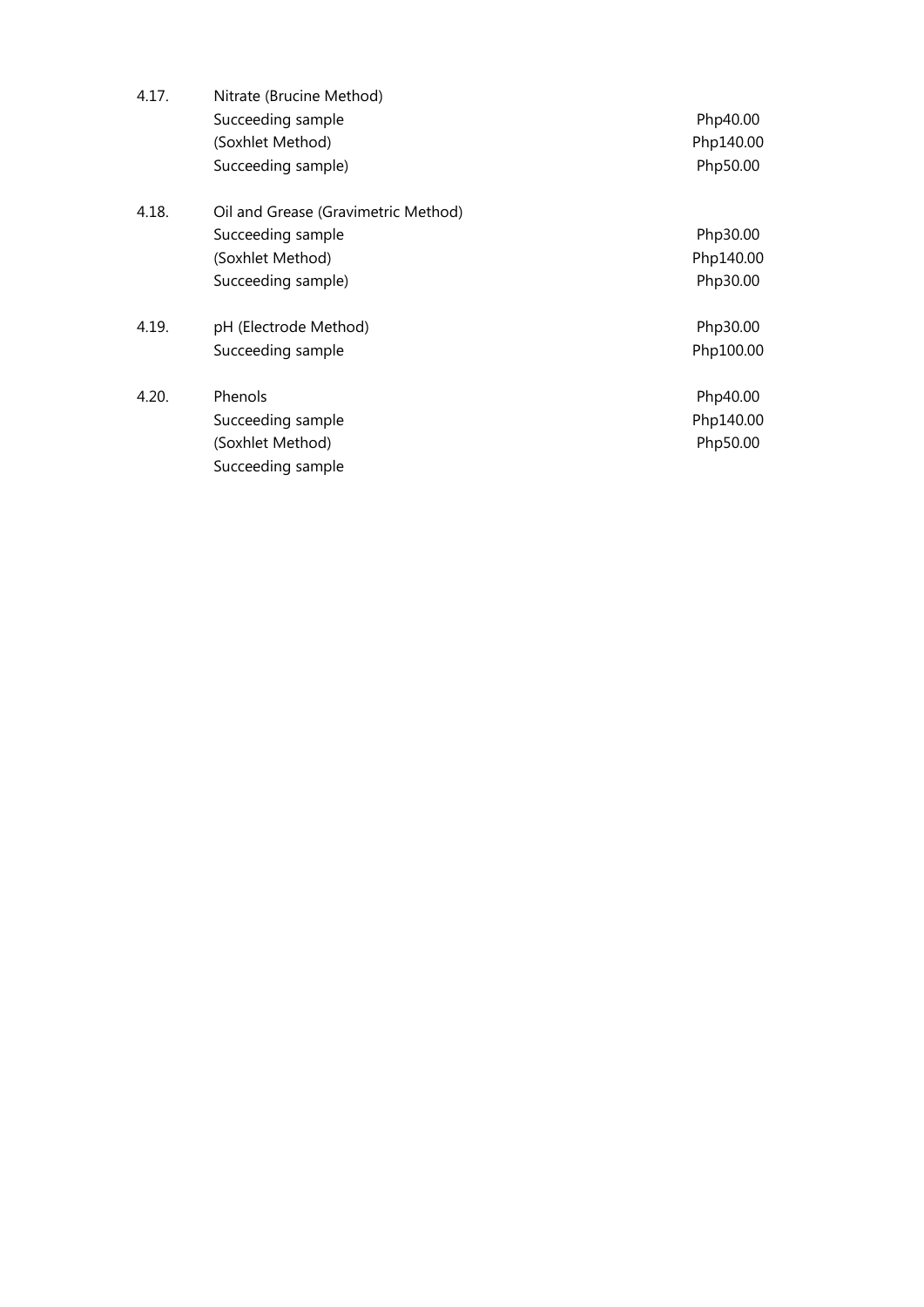| | | |
|---|---|---|
| 4.17. | Nitrate (Brucine Method) | |
| | Succeeding sample | Php40.00 |
| | (Soxhlet Method) | Php140.00 |
| | Succeeding sample) | Php50.00 |
| | | |
| 4.18. | Oil and Grease (Gravimetric Method) | |
| | Succeeding sample | Php30.00 |
| | (Soxhlet Method) | Php140.00 |
| | Succeeding sample) | Php30.00 |
| | | |
| 4.19. | pH (Electrode Method) | Php30.00 |
| | Succeeding sample | Php100.00 |
| | | |
| 4.20. | Phenols | Php40.00 |
| | Succeeding sample | Php140.00 |
| | (Soxhlet Method) | Php50.00 |
| | Succeeding sample | |